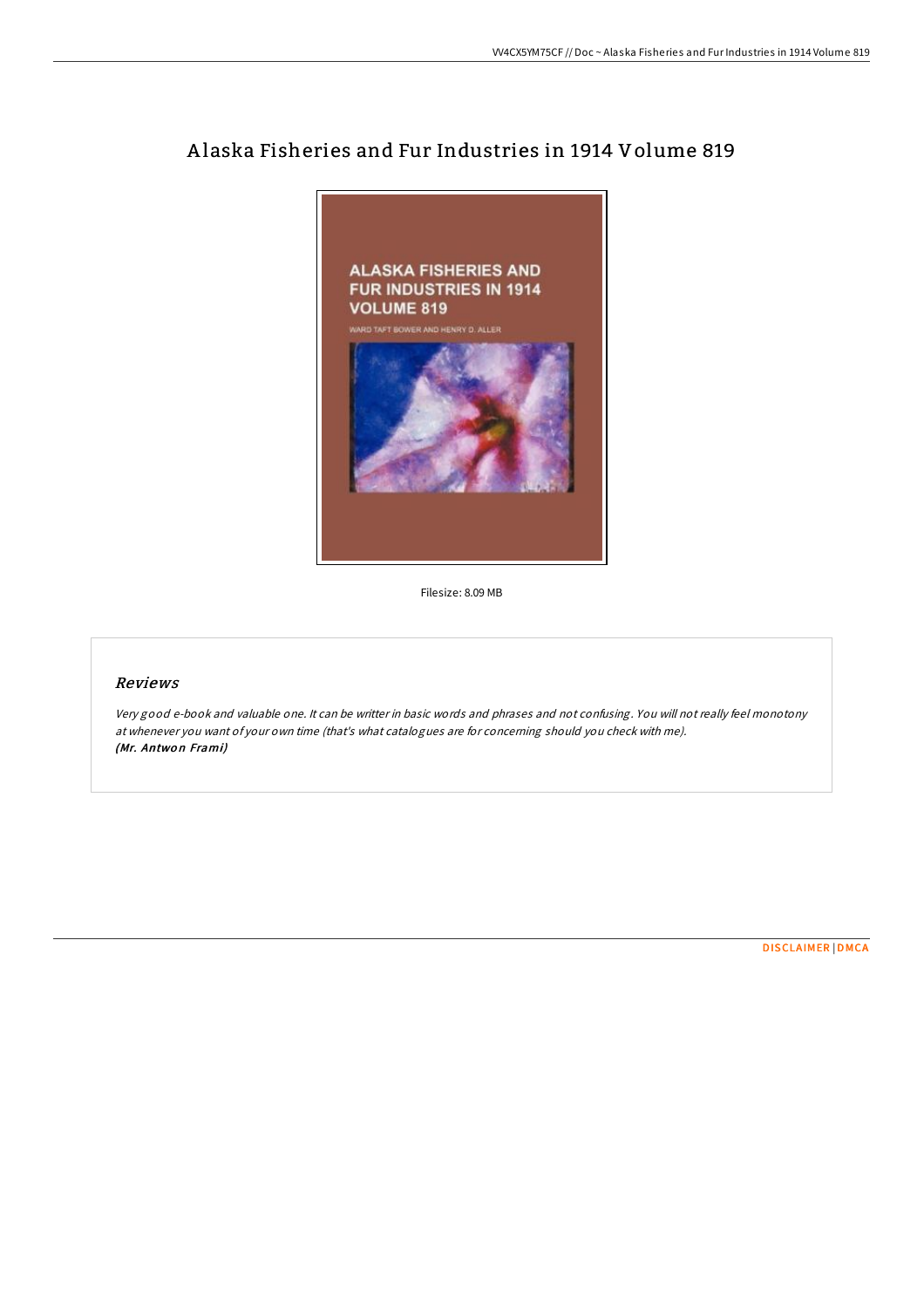# Alaska Fisheries and Fur Industries in 1914 Volume 819

Filesize: 8.09 MB

## *Reviews*

*Very good e-book and valuable one. It can be writter in basic words and phrases and not confusing. You will not really feel monotony at whenever you want of your own time (that's what catalogues are for concerning should you check with me).*
***(Mr. Antwon Frami)***

DISCLAIMER | DMCA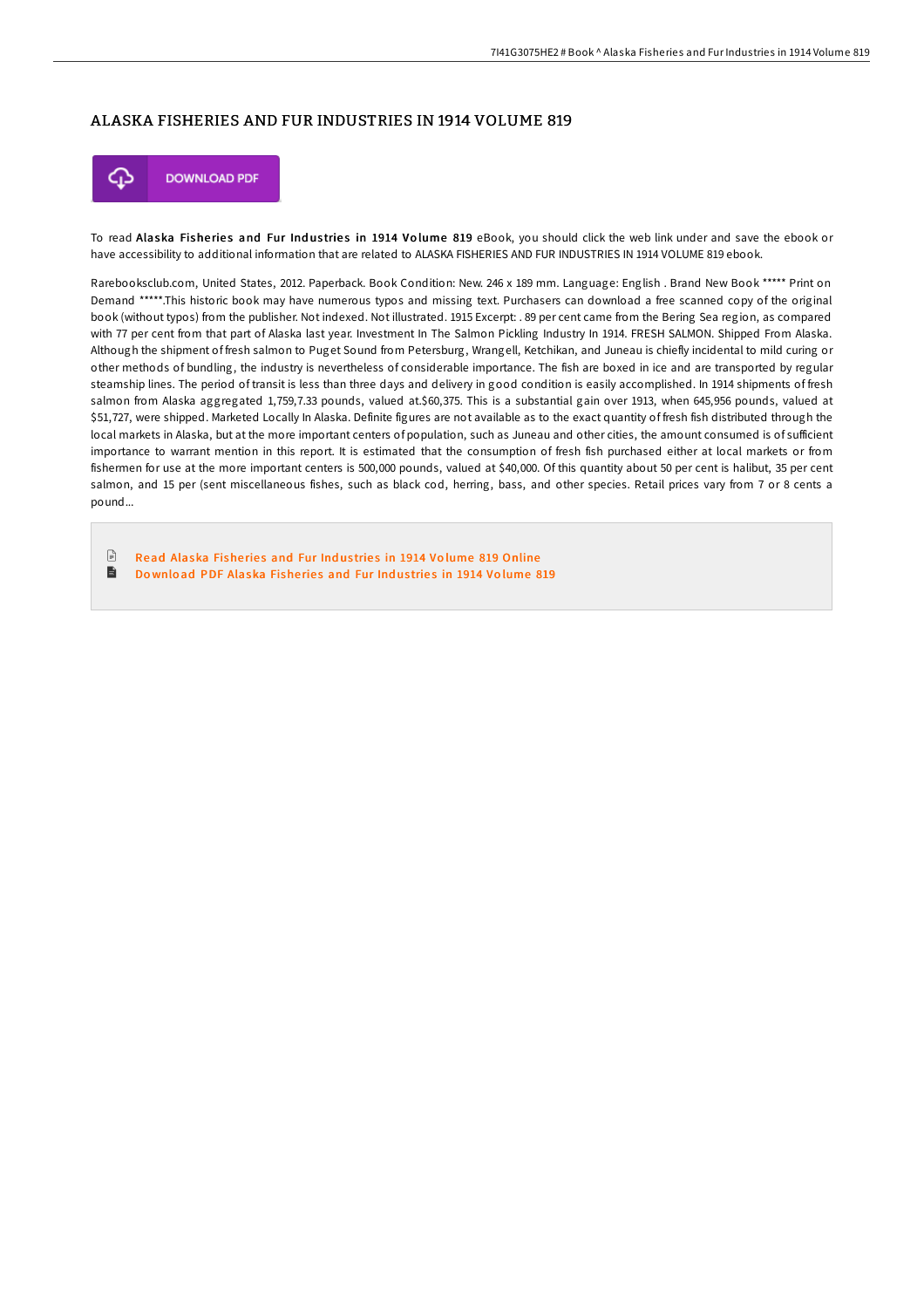# ALASKA FISHERIES AND FUR INDUSTRIES IN 1914 VOLUME 819

DOWNLOAD PDF

To read **Alaska Fisheries and Fur Industries in 1914 Volume 819** eBook, you should click the web link under and save the ebook or have accessibility to additional information that are related to ALASKA FISHERIES AND FUR INDUSTRIES IN 1914 VOLUME 819 ebook.

Rarebooksclub.com, United States, 2012. Paperback. Book Condition: New. 246 x 189 mm. Language: English . Brand New Book ***** Print on Demand *****.This historic book may have numerous typos and missing text. Purchasers can download a free scanned copy of the original book (without typos) from the publisher. Not indexed. Not illustrated. 1915 Excerpt: . 89 per cent came from the Bering Sea region, as compared with 77 per cent from that part of Alaska last year. Investment In The Salmon Pickling Industry In 1914. FRESH SALMON. Shipped From Alaska. Although the shipment of fresh salmon to Puget Sound from Petersburg, Wrangell, Ketchikan, and Juneau is chiefly incidental to mild curing or other methods of bundling, the industry is nevertheless of considerable importance. The fish are boxed in ice and are transported by regular steamship lines. The period of transit is less than three days and delivery in good condition is easily accomplished. In 1914 shipments of fresh salmon from Alaska aggregated 1,759,7.33 pounds, valued at.$60,375. This is a substantial gain over 1913, when 645,956 pounds, valued at $51,727, were shipped. Marketed Locally In Alaska. Definite figures are not available as to the exact quantity of fresh fish distributed through the local markets in Alaska, but at the more important centers of population, such as Juneau and other cities, the amount consumed is of sufficient importance to warrant mention in this report. It is estimated that the consumption of fresh fish purchased either at local markets or from fishermen for use at the more important centers is 500,000 pounds, valued at $40,000. Of this quantity about 50 per cent is halibut, 35 per cent salmon, and 15 per (sent miscellaneous fishes, such as black cod, herring, bass, and other species. Retail prices vary from 7 or 8 cents a pound...

- Read Alaska Fisheries and Fur Industries in 1914 Volume 819 Online
- Download PDF Alaska Fisheries and Fur Industries in 1914 Volume 819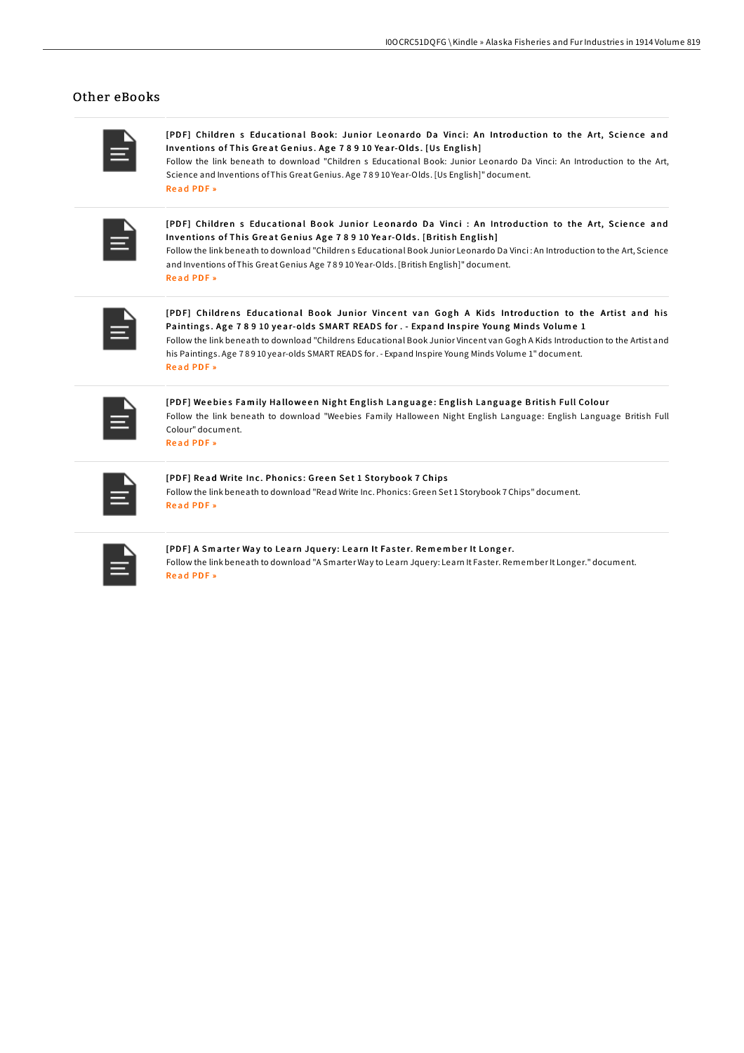## Other eBooks

[PDF] Children s Educational Book: Junior Leonardo Da Vinci: An Introduction to the Art, Science and Inventions of This Great Genius. Age 7 8 9 10 Year-Olds. [Us English]

Follow the link beneath to download "Children s Educational Book: Junior Leonardo Da Vinci: An Introduction to the Art, Science and Inventions of This Great Genius. Age 7 8 9 10 Year-Olds. [Us English]" document.

Read PDF »

[PDF] Children s Educational Book Junior Leonardo Da Vinci : An Introduction to the Art, Science and Inventions of This Great Genius Age 7 8 9 10 Year-Olds. [British English]

Follow the link beneath to download "Children s Educational Book Junior Leonardo Da Vinci : An Introduction to the Art, Science and Inventions of This Great Genius Age 7 8 9 10 Year-Olds. [British English]" document.

Read PDF »

[PDF] Childrens Educational Book Junior Vincent van Gogh A Kids Introduction to the Artist and his Paintings. Age 7 8 9 10 year-olds SMART READS for . - Expand Inspire Young Minds Volume 1

Follow the link beneath to download "Childrens Educational Book Junior Vincent van Gogh A Kids Introduction to the Artist and his Paintings. Age 7 8 9 10 year-olds SMART READS for . - Expand Inspire Young Minds Volume 1" document.

Read PDF »

[PDF] Weebies Family Halloween Night English Language: English Language British Full Colour

Follow the link beneath to download "Weebies Family Halloween Night English Language: English Language British Full Colour" document.

Read PDF »

[PDF] Read Write Inc. Phonics: Green Set 1 Storybook 7 Chips

Follow the link beneath to download "Read Write Inc. Phonics: Green Set 1 Storybook 7 Chips" document.

Read PDF »

[PDF] A Smarter Way to Learn Jquery: Learn It Faster. Remember It Longer.

Follow the link beneath to download "A Smarter Way to Learn Jquery: Learn It Faster. Remember It Longer." document.

Read PDF »